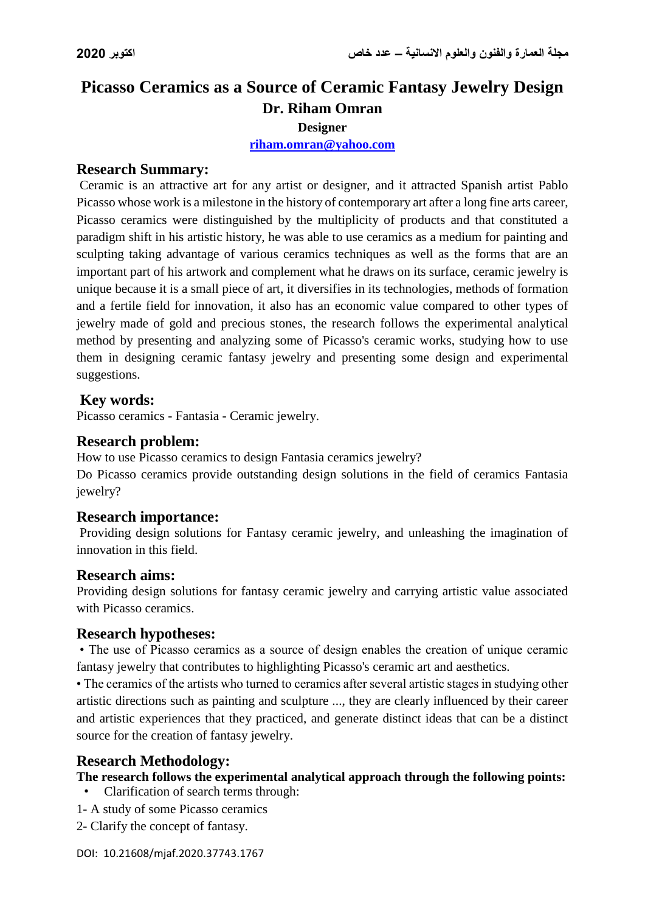# Picasso Ceramics as a Source of Ceramic Fantasy Jewelry Design

**Dr. Riham Omran**

**Designer**

**riham.omran@yahoo.com**

## Research Summary:

Ceramic is an attractive art for any artist or designer, and it attracted Spanish artist Pablo Picasso whose work is a milestone in the history of contemporary art after a long fine arts career, Picasso ceramics were distinguished by the multiplicity of products and that constituted a paradigm shift in his artistic history, he was able to use ceramics as a medium for painting and sculpting taking advantage of various ceramics techniques as well as the forms that are an important part of his artwork and complement what he draws on its surface, ceramic jewelry is unique because it is a small piece of art, it diversifies in its technologies, methods of formation and a fertile field for innovation, it also has an economic value compared to other types of jewelry made of gold and precious stones, the research follows the experimental analytical method by presenting and analyzing some of Picasso's ceramic works, studying how to use them in designing ceramic fantasy jewelry and presenting some design and experimental suggestions.

## Key words:

Picasso ceramics - Fantasia - Ceramic jewelry.

## Research problem:

How to use Picasso ceramics to design Fantasia ceramics jewelry?

Do Picasso ceramics provide outstanding design solutions in the field of ceramics Fantasia jewelry?

## Research importance:

Providing design solutions for Fantasy ceramic jewelry, and unleashing the imagination of innovation in this field.

## Research aims:

Providing design solutions for fantasy ceramic jewelry and carrying artistic value associated with Picasso ceramics.

## Research hypotheses:

- The use of Picasso ceramics as a source of design enables the creation of unique ceramic fantasy jewelry that contributes to highlighting Picasso's ceramic art and aesthetics.
- The ceramics of the artists who turned to ceramics after several artistic stages in studying other artistic directions such as painting and sculpture ..., they are clearly influenced by their career and artistic experiences that they practiced, and generate distinct ideas that can be a distinct source for the creation of fantasy jewelry.

## Research Methodology:

**The research follows the experimental analytical approach through the following points:**

- Clarification of search terms through:

1- A study of some Picasso ceramics

2- Clarify the concept of fantasy.

DOI: 10.21608/mjaf.2020.37743.1767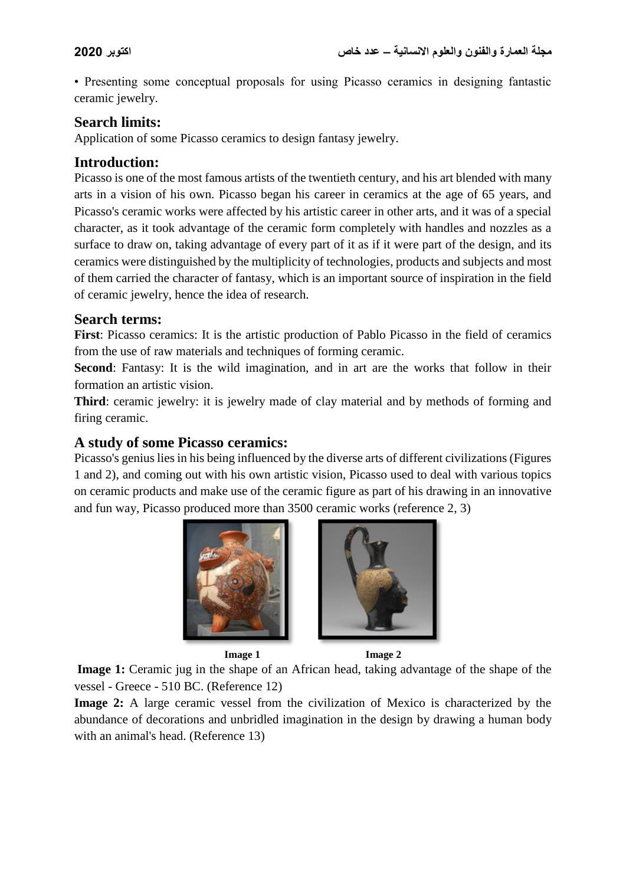• Presenting some conceptual proposals for using Picasso ceramics in designing fantastic ceramic jewelry.

## Search limits:

Application of some Picasso ceramics to design fantasy jewelry.

## Introduction:

Picasso is one of the most famous artists of the twentieth century, and his art blended with many arts in a vision of his own. Picasso began his career in ceramics at the age of 65 years, and Picasso's ceramic works were affected by his artistic career in other arts, and it was of a special character, as it took advantage of the ceramic form completely with handles and nozzles as a surface to draw on, taking advantage of every part of it as if it were part of the design, and its ceramics were distinguished by the multiplicity of technologies, products and subjects and most of them carried the character of fantasy, which is an important source of inspiration in the field of ceramic jewelry, hence the idea of research.

## Search terms:

**First**: Picasso ceramics: It is the artistic production of Pablo Picasso in the field of ceramics from the use of raw materials and techniques of forming ceramic.

**Second**: Fantasy: It is the wild imagination, and in art are the works that follow in their formation an artistic vision.

**Third**: ceramic jewelry: it is jewelry made of clay material and by methods of forming and firing ceramic.

## A study of some Picasso ceramics:

Picasso's genius lies in his being influenced by the diverse arts of different civilizations (Figures 1 and 2), and coming out with his own artistic vision, Picasso used to deal with various topics on ceramic products and make use of the ceramic figure as part of his drawing in an innovative and fun way, Picasso produced more than 3500 ceramic works (reference 2, 3)

**Image 1** **Image 2**

**Image 1:** Ceramic jug in the shape of an African head, taking advantage of the shape of the vessel - Greece - 510 BC. (Reference 12)

**Image 2:** A large ceramic vessel from the civilization of Mexico is characterized by the abundance of decorations and unbridled imagination in the design by drawing a human body with an animal's head. (Reference 13)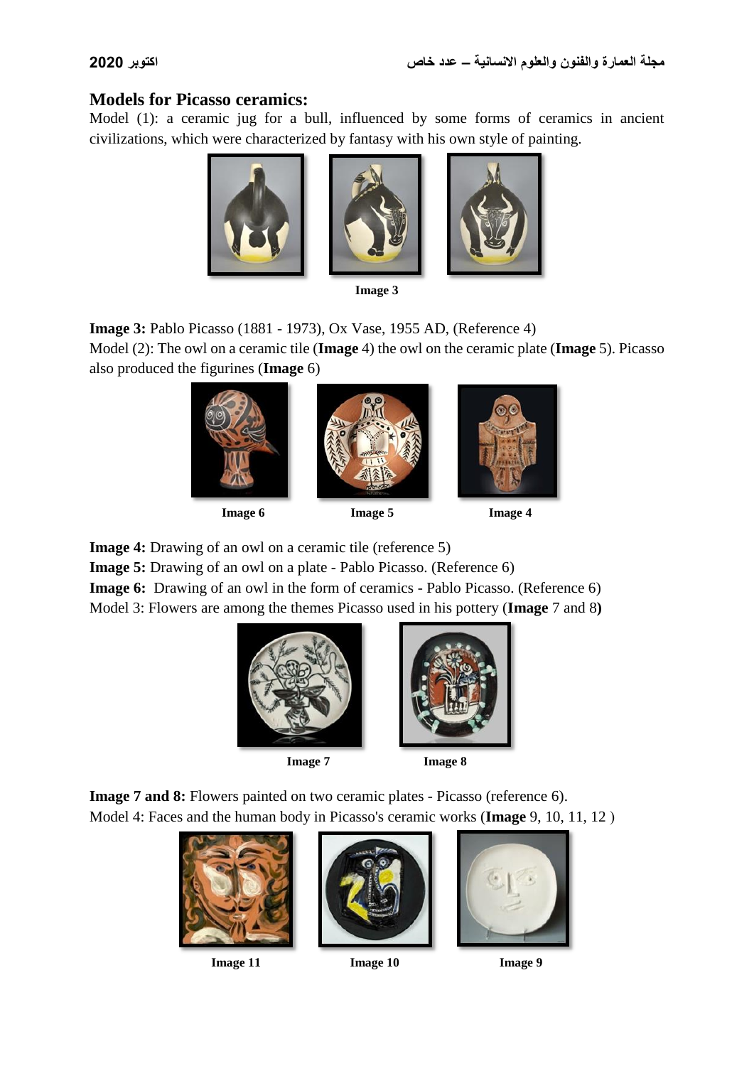## Models for Picasso ceramics:

Model (1): a ceramic jug for a bull, influenced by some forms of ceramics in ancient civilizations, which were characterized by fantasy with his own style of painting.

**Image 3**

**Image 3:** Pablo Picasso (1881 - 1973), Ox Vase, 1955 AD, (Reference 4)

Model (2): The owl on a ceramic tile (**Image** 4) the owl on the ceramic plate (**Image** 5). Picasso also produced the figurines (**Image** 6)

**Image 6** **Image 5** **Image 4**

**Image 4:** Drawing of an owl on a ceramic tile (reference 5)

**Image 5:** Drawing of an owl on a plate - Pablo Picasso. (Reference 6)

**Image 6:** Drawing of an owl in the form of ceramics - Pablo Picasso. (Reference 6)

Model 3: Flowers are among the themes Picasso used in his pottery (**Image** 7 and 8**)**

**Image 7** **Image 8**

**Image 7 and 8:** Flowers painted on two ceramic plates - Picasso (reference 6).

Model 4: Faces and the human body in Picasso's ceramic works (**Image** 9, 10, 11, 12 )

**Image 11** **Image 10** **Image 9**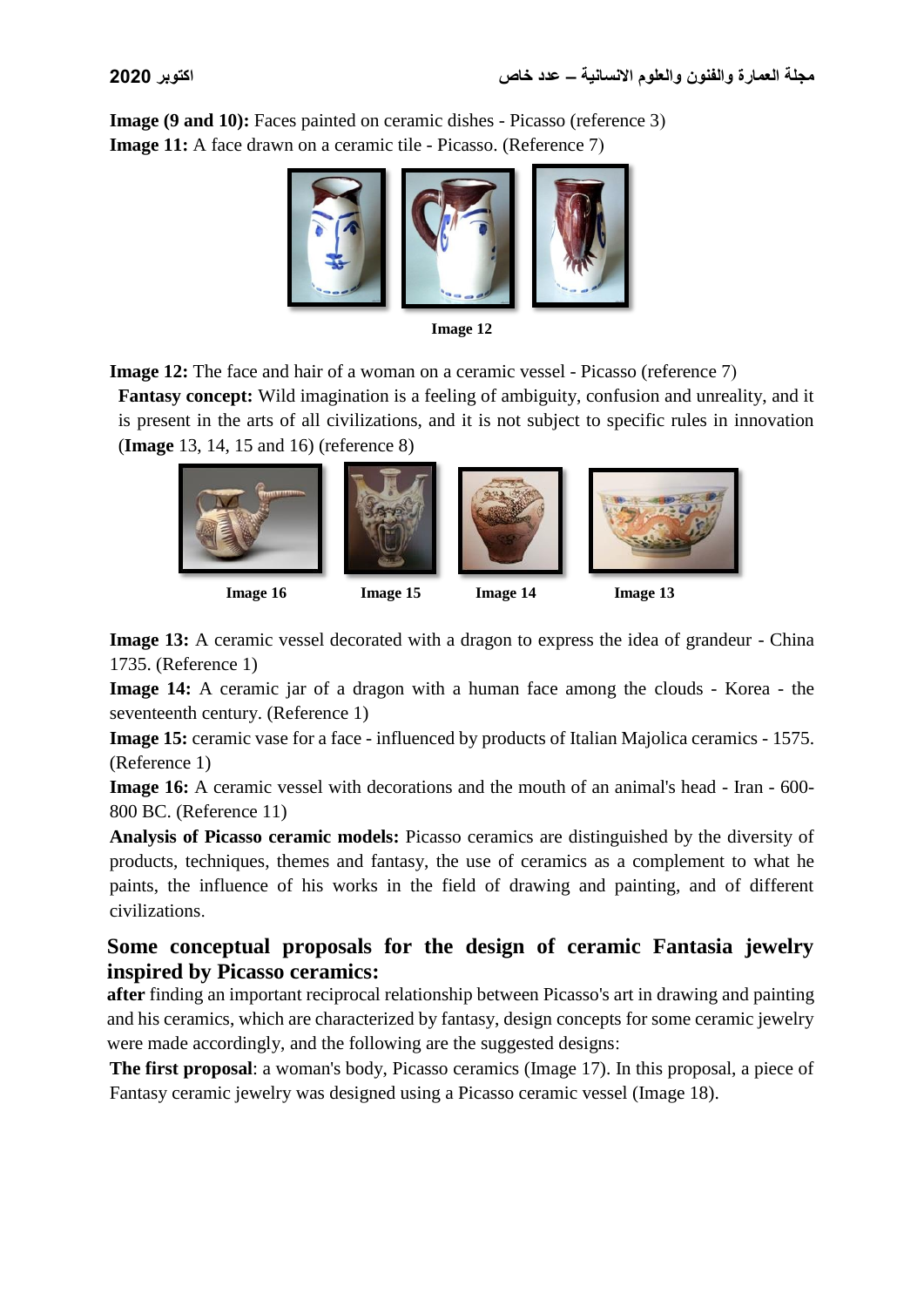**Image (9 and 10):** Faces painted on ceramic dishes - Picasso (reference 3)
**Image 11:** A face drawn on a ceramic tile - Picasso. (Reference 7)

Image 12

**Image 12:** The face and hair of a woman on a ceramic vessel - Picasso (reference 7)

**Fantasy concept:** Wild imagination is a feeling of ambiguity, confusion and unreality, and it is present in the arts of all civilizations, and it is not subject to specific rules in innovation (**Image** 13, 14, 15 and 16) (reference 8)

Image 16 Image 15 Image 14 Image 13

**Image 13:** A ceramic vessel decorated with a dragon to express the idea of grandeur - China 1735. (Reference 1)

**Image 14:** A ceramic jar of a dragon with a human face among the clouds - Korea - the seventeenth century. (Reference 1)

**Image 15:** ceramic vase for a face - influenced by products of Italian Majolica ceramics - 1575. (Reference 1)

**Image 16:** A ceramic vessel with decorations and the mouth of an animal's head - Iran - 600-800 BC. (Reference 11)

**Analysis of Picasso ceramic models:** Picasso ceramics are distinguished by the diversity of products, techniques, themes and fantasy, the use of ceramics as a complement to what he paints, the influence of his works in the field of drawing and painting, and of different civilizations.

## Some conceptual proposals for the design of ceramic Fantasia jewelry inspired by Picasso ceramics:

**after** finding an important reciprocal relationship between Picasso's art in drawing and painting and his ceramics, which are characterized by fantasy, design concepts for some ceramic jewelry were made accordingly, and the following are the suggested designs:

**The first proposal**: a woman's body, Picasso ceramics (Image 17). In this proposal, a piece of Fantasy ceramic jewelry was designed using a Picasso ceramic vessel (Image 18).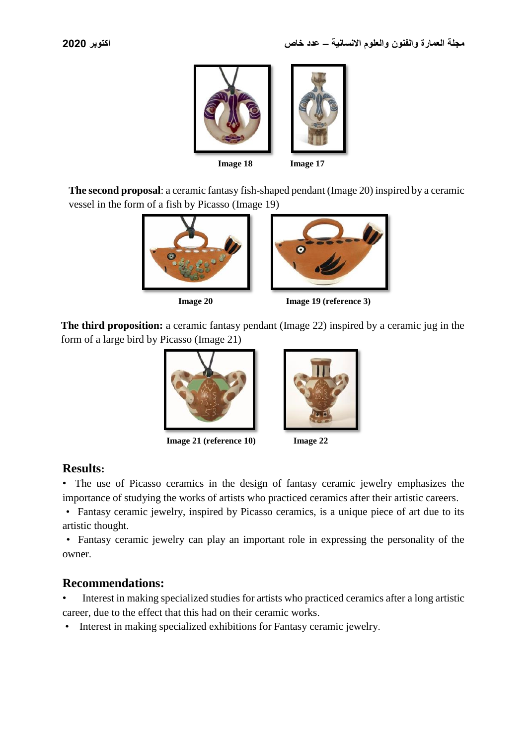Image 18 Image 17

**The second proposal**: a ceramic fantasy fish-shaped pendant (Image 20) inspired by a ceramic vessel in the form of a fish by Picasso (Image 19)

Image 20 Image 19 (reference 3)

**The third proposition:** a ceramic fantasy pendant (Image 22) inspired by a ceramic jug in the form of a large bird by Picasso (Image 21)

Image 21 (reference 10) Image 22

## Results:

- The use of Picasso ceramics in the design of fantasy ceramic jewelry emphasizes the importance of studying the works of artists who practiced ceramics after their artistic careers.
- Fantasy ceramic jewelry, inspired by Picasso ceramics, is a unique piece of art due to its artistic thought.
- Fantasy ceramic jewelry can play an important role in expressing the personality of the owner.

## Recommendations:

- Interest in making specialized studies for artists who practiced ceramics after a long artistic career, due to the effect that this had on their ceramic works.
- Interest in making specialized exhibitions for Fantasy ceramic jewelry.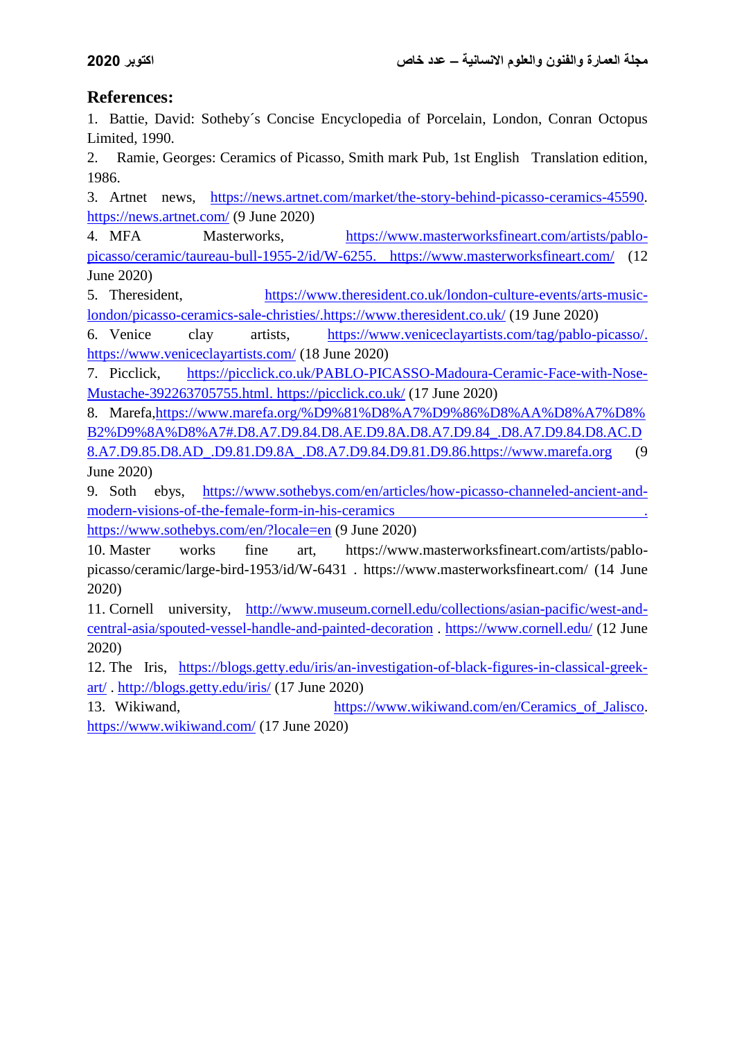## References:

1. Battie, David: Sotheby´s Concise Encyclopedia of Porcelain, London, Conran Octopus Limited, 1990.
2. Ramie, Georges: Ceramics of Picasso, Smith mark Pub, 1st English Translation edition, 1986.
3. Artnet news, https://news.artnet.com/market/the-story-behind-picasso-ceramics-45590. https://news.artnet.com/ (9 June 2020)
4. MFA Masterworks, https://www.masterworksfineart.com/artists/pablo-picasso/ceramic/taureau-bull-1955-2/id/W-6255. https://www.masterworksfineart.com/ (12 June 2020)
5. Theresident, https://www.theresident.co.uk/london-culture-events/arts-music-london/picasso-ceramics-sale-christies/.https://www.theresident.co.uk/ (19 June 2020)
6. Venice clay artists, https://www.veniceclayartists.com/tag/pablo-picasso/. https://www.veniceclayartists.com/ (18 June 2020)
7. Picclick, https://picclick.co.uk/PABLO-PICASSO-Madoura-Ceramic-Face-with-Nose-Mustache-392263705755.html. https://picclick.co.uk/ (17 June 2020)
8. Marefa,https://www.marefa.org/%D9%81%D8%A7%D9%86%D8%AA%D8%A7%D8%B2%D9%8A%D8%A7#.D8.A7.D9.84.D8.AE.D9.8A.D8.A7.D9.84_.D8.A7.D9.84.D8.AC.D8.A7.D9.85.D8.AD_.D9.81.D9.8A_.D8.A7.D9.84.D9.81.D9.86.https://www.marefa.org (9 June 2020)
9. Soth ebys, https://www.sothebys.com/en/articles/how-picasso-channeled-ancient-and-modern-visions-of-the-female-form-in-his-ceramics . https://www.sothebys.com/en/?locale=en (9 June 2020)
10. Master works fine art, https://www.masterworksfineart.com/artists/pablo-picasso/ceramic/large-bird-1953/id/W-6431 . https://www.masterworksfineart.com/ (14 June 2020)
11. Cornell university, http://www.museum.cornell.edu/collections/asian-pacific/west-and-central-asia/spouted-vessel-handle-and-painted-decoration . https://www.cornell.edu/ (12 June 2020)
12. The Iris, https://blogs.getty.edu/iris/an-investigation-of-black-figures-in-classical-greek-art/ . http://blogs.getty.edu/iris/ (17 June 2020)
13. Wikiwand, https://www.wikiwand.com/en/Ceramics_of_Jalisco. https://www.wikiwand.com/ (17 June 2020)